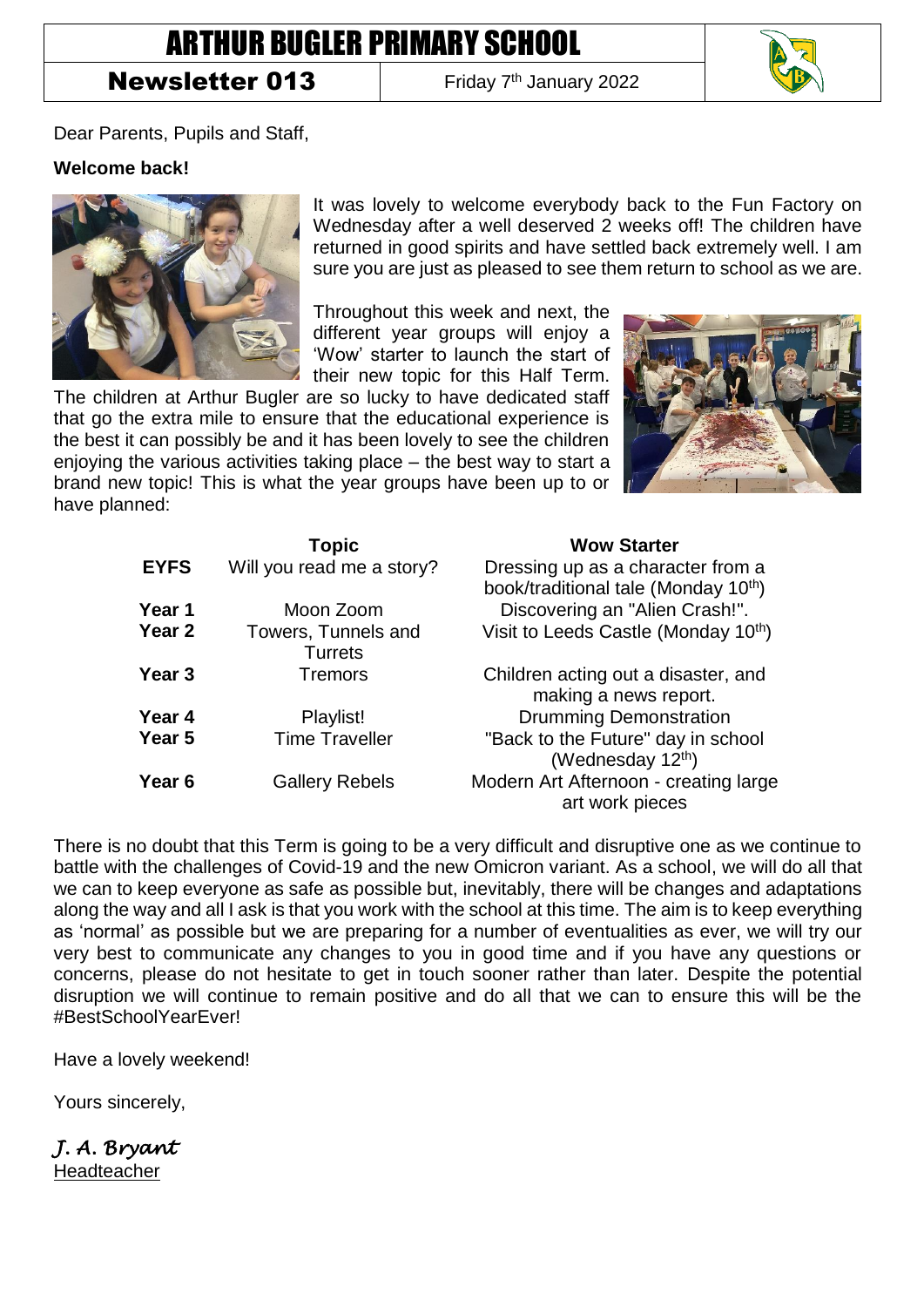# ARTHUR BUGLER PRIMARY SCHOOL

**Newsletter 013** — Friday 7th January 2022

Dear Parents, Pupils and Staff,

**Welcome back!**

It was lovely to welcome everybody back to the Fun Factory on Wednesday after a well deserved 2 weeks off! The children have returned in good spirits and have settled back extremely well. I am sure you are just as pleased to see them return to school as we are.

Throughout this week and next, the different year groups will enjoy a 'Wow' starter to launch the start of their new topic for this Half Term. The children at Arthur Bugler are so lucky to have dedicated staff that go the extra mile to ensure that the educational experience is the best it can possibly be and it has been lovely to see the children enjoying the various activities taking place – the best way to start a brand new topic! This is what the year groups have been up to or have planned:

| | Topic | Wow Starter |
|---|---|---|
| **EYFS** | Will you read me a story? | Dressing up as a character from a book/traditional tale (Monday 10th) |
| **Year 1** | Moon Zoom | Discovering an "Alien Crash!". |
| **Year 2** | Towers, Tunnels and Turrets | Visit to Leeds Castle (Monday 10th) |
| **Year 3** | Tremors | Children acting out a disaster, and making a news report. |
| **Year 4** | Playlist! | Drumming Demonstration |
| **Year 5** | Time Traveller | "Back to the Future" day in school (Wednesday 12th) |
| **Year 6** | Gallery Rebels | Modern Art Afternoon - creating large art work pieces |

There is no doubt that this Term is going to be a very difficult and disruptive one as we continue to battle with the challenges of Covid-19 and the new Omicron variant. As a school, we will do all that we can to keep everyone as safe as possible but, inevitably, there will be changes and adaptations along the way and all I ask is that you work with the school at this time. The aim is to keep everything as 'normal' as possible but we are preparing for a number of eventualities as ever, we will try our very best to communicate any changes to you in good time and if you have any questions or concerns, please do not hesitate to get in touch sooner rather than later. Despite the potential disruption we will continue to remain positive and do all that we can to ensure this will be the #BestSchoolYearEver!

Have a lovely weekend!

Yours sincerely,

*J. A. Bryant*
Headteacher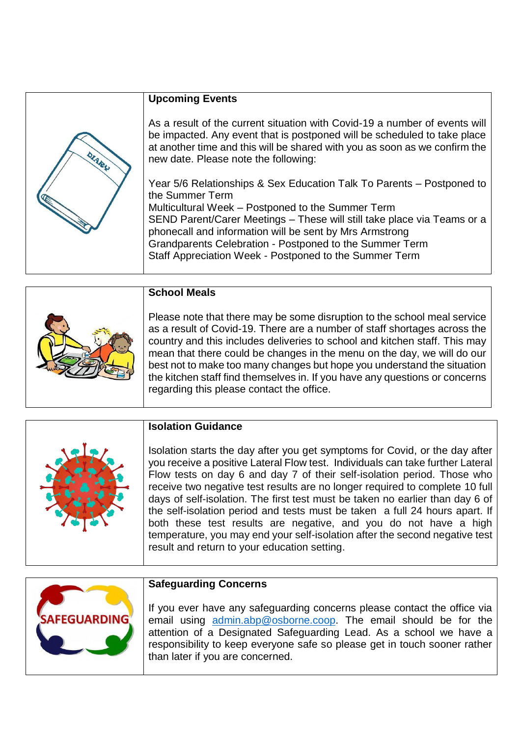## Upcoming Events

As a result of the current situation with Covid-19 a number of events will be impacted. Any event that is postponed will be scheduled to take place at another time and this will be shared with you as soon as we confirm the new date. Please note the following:

Year 5/6 Relationships & Sex Education Talk To Parents – Postponed to the Summer Term
Multicultural Week – Postponed to the Summer Term
SEND Parent/Carer Meetings – These will still take place via Teams or a phonecall and information will be sent by Mrs Armstrong
Grandparents Celebration - Postponed to the Summer Term
Staff Appreciation Week - Postponed to the Summer Term

## School Meals

Please note that there may be some disruption to the school meal service as a result of Covid-19. There are a number of staff shortages across the country and this includes deliveries to school and kitchen staff. This may mean that there could be changes in the menu on the day, we will do our best not to make too many changes but hope you understand the situation the kitchen staff find themselves in. If you have any questions or concerns regarding this please contact the office.

## Isolation Guidance

Isolation starts the day after you get symptoms for Covid, or the day after you receive a positive Lateral Flow test. Individuals can take further Lateral Flow tests on day 6 and day 7 of their self-isolation period. Those who receive two negative test results are no longer required to complete 10 full days of self-isolation. The first test must be taken no earlier than day 6 of the self-isolation period and tests must be taken a full 24 hours apart. If both these test results are negative, and you do not have a high temperature, you may end your self-isolation after the second negative test result and return to your education setting.

## Safeguarding Concerns

If you ever have any safeguarding concerns please contact the office via email using admin.abp@osborne.coop. The email should be for the attention of a Designated Safeguarding Lead. As a school we have a responsibility to keep everyone safe so please get in touch sooner rather than later if you are concerned.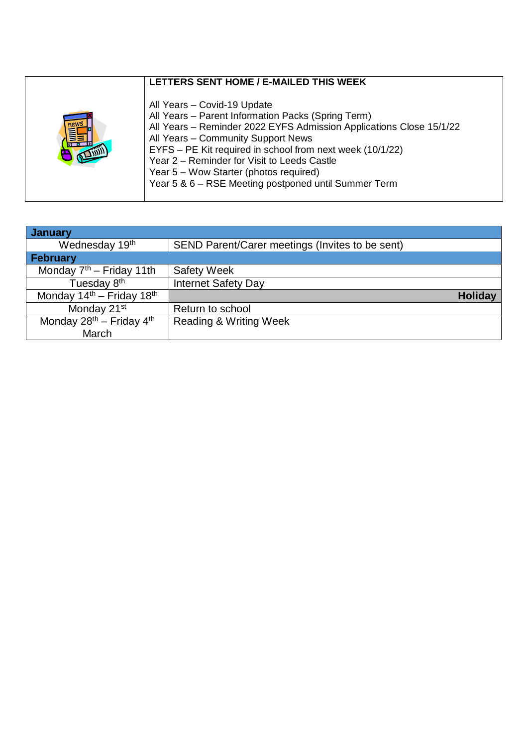## LETTERS SENT HOME / E-MAILED THIS WEEK

All Years – Covid-19 Update
All Years – Parent Information Packs (Spring Term)
All Years – Reminder 2022 EYFS Admission Applications Close 15/1/22
All Years – Community Support News
EYFS – PE Kit required in school from next week (10/1/22)
Year 2 – Reminder for Visit to Leeds Castle
Year 5 – Wow Starter (photos required)
Year 5 & 6 – RSE Meeting postponed until Summer Term

| | |
|---|---|
| **January** | |
| Wednesday 19th | SEND Parent/Carer meetings (Invites to be sent) |
| **February** | |
| Monday 7th – Friday 11th | Safety Week |
| Tuesday 8th | Internet Safety Day |
| Monday 14th – Friday 18th | **Holiday** |
| Monday 21st | Return to school |
| Monday 28th – Friday 4th March | Reading & Writing Week |